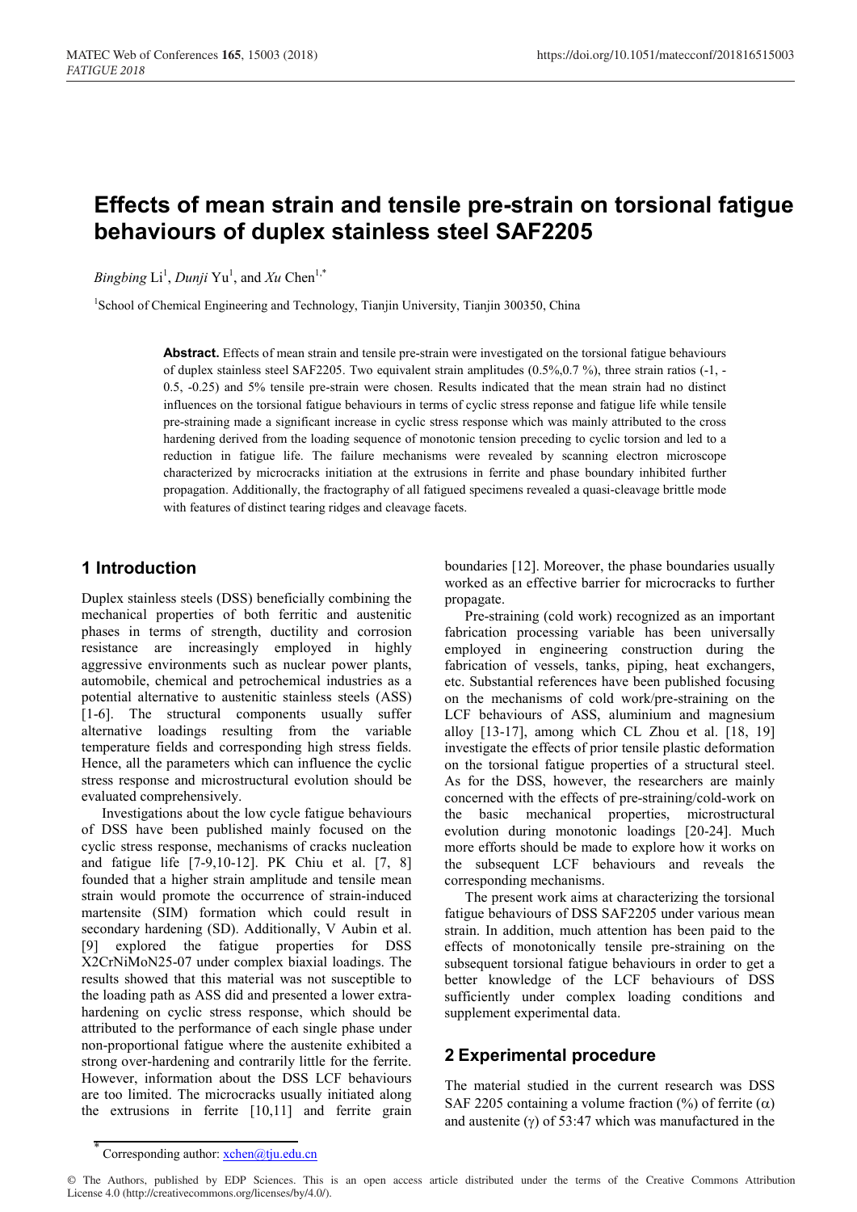# Effects of mean strain and tensile pre-strain on torsional fatigue behaviours of duplex stainless steel SAF2205

*Bingbing* Li[1], *Dunji* Yu[1], and *Xu* Chen[1,*]

[1]School of Chemical Engineering and Technology, Tianjin University, Tianjin 300350, China

**Abstract.** Effects of mean strain and tensile pre-strain were investigated on the torsional fatigue behaviours of duplex stainless steel SAF2205. Two equivalent strain amplitudes (0.5%,0.7 %), three strain ratios (-1, -0.5, -0.25) and 5% tensile pre-strain were chosen. Results indicated that the mean strain had no distinct influences on the torsional fatigue behaviours in terms of cyclic stress reponse and fatigue life while tensile pre-straining made a significant increase in cyclic stress response which was mainly attributed to the cross hardening derived from the loading sequence of monotonic tension preceding to cyclic torsion and led to a reduction in fatigue life. The failure mechanisms were revealed by scanning electron microscope characterized by microcracks initiation at the extrusions in ferrite and phase boundary inhibited further propagation. Additionally, the fractography of all fatigued specimens revealed a quasi-cleavage brittle mode with features of distinct tearing ridges and cleavage facets.

## 1 Introduction

Duplex stainless steels (DSS) beneficially combining the mechanical properties of both ferritic and austenitic phases in terms of strength, ductility and corrosion resistance are increasingly employed in highly aggressive environments such as nuclear power plants, automobile, chemical and petrochemical industries as a potential alternative to austenitic stainless steels (ASS) [1-6]. The structural components usually suffer alternative loadings resulting from the variable temperature fields and corresponding high stress fields. Hence, all the parameters which can influence the cyclic stress response and microstructural evolution should be evaluated comprehensively.

Investigations about the low cycle fatigue behaviours of DSS have been published mainly focused on the cyclic stress response, mechanisms of cracks nucleation and fatigue life [7-9,10-12]. PK Chiu et al. [7, 8] founded that a higher strain amplitude and tensile mean strain would promote the occurrence of strain-induced martensite (SIM) formation which could result in secondary hardening (SD). Additionally, V Aubin et al. [9] explored the fatigue properties for DSS X2CrNiMoN25-07 under complex biaxial loadings. The results showed that this material was not susceptible to the loading path as ASS did and presented a lower extra-hardening on cyclic stress response, which should be attributed to the performance of each single phase under non-proportional fatigue where the austenite exhibited a strong over-hardening and contrarily little for the ferrite. However, information about the DSS LCF behaviours are too limited. The microcracks usually initiated along the extrusions in ferrite [10,11] and ferrite grain boundaries [12]. Moreover, the phase boundaries usually worked as an effective barrier for microcracks to further propagate.

Pre-straining (cold work) recognized as an important fabrication processing variable has been universally employed in engineering construction during the fabrication of vessels, tanks, piping, heat exchangers, etc. Substantial references have been published focusing on the mechanisms of cold work/pre-straining on the LCF behaviours of ASS, aluminium and magnesium alloy [13-17], among which CL Zhou et al. [18, 19] investigate the effects of prior tensile plastic deformation on the torsional fatigue properties of a structural steel. As for the DSS, however, the researchers are mainly concerned with the effects of pre-straining/cold-work on the basic mechanical properties, microstructural evolution during monotonic loadings [20-24]. Much more efforts should be made to explore how it works on the subsequent LCF behaviours and reveals the corresponding mechanisms.

The present work aims at characterizing the torsional fatigue behaviours of DSS SAF2205 under various mean strain. In addition, much attention has been paid to the effects of monotonically tensile pre-straining on the subsequent torsional fatigue behaviours in order to get a better knowledge of the LCF behaviours of DSS sufficiently under complex loading conditions and supplement experimental data.

## 2 Experimental procedure

The material studied in the current research was DSS SAF 2205 containing a volume fraction (%) of ferrite ($\alpha$) and austenite ($\gamma$) of 53:47 which was manufactured in the

* Corresponding author: xchen@tju.edu.cn

© The Authors, published by EDP Sciences. This is an open access article distributed under the terms of the Creative Commons Attribution License 4.0 (http://creativecommons.org/licenses/by/4.0/).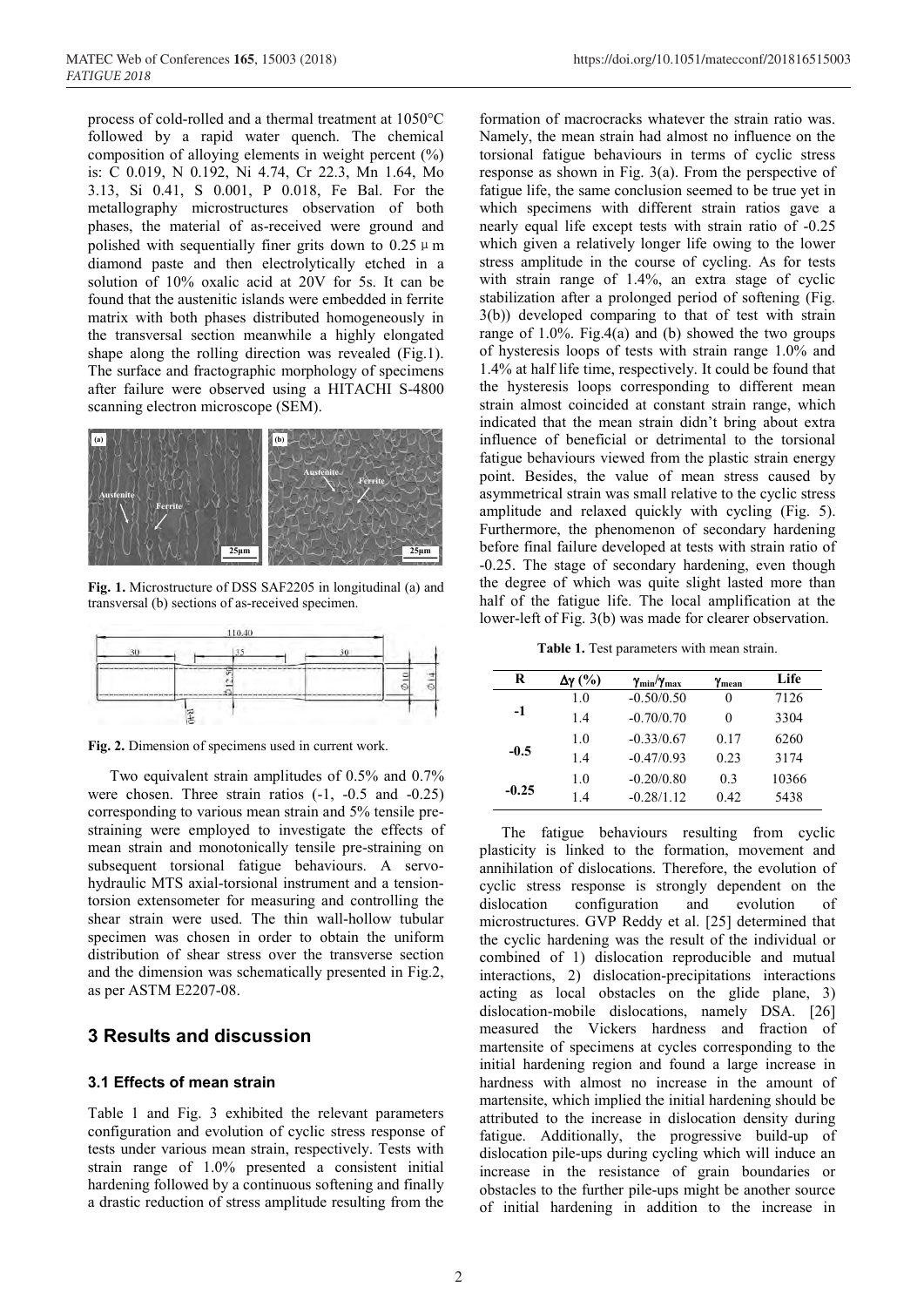process of cold-rolled and a thermal treatment at 1050°C followed by a rapid water quench. The chemical composition of alloying elements in weight percent (%) is: C 0.019, N 0.192, Ni 4.74, Cr 22.3, Mn 1.64, Mo 3.13, Si 0.41, S 0.001, P 0.018, Fe Bal. For the metallography microstructures observation of both phases, the material of as-received were ground and polished with sequentially finer grits down to 0.25 μm diamond paste and then electrolytically etched in a solution of 10% oxalic acid at 20V for 5s. It can be found that the austenitic islands were embedded in ferrite matrix with both phases distributed homogeneously in the transversal section meanwhile a highly elongated shape along the rolling direction was revealed (Fig.1). The surface and fractographic morphology of specimens after failure were observed using a HITACHI S-4800 scanning electron microscope (SEM).

**Fig. 1.** Microstructure of DSS SAF2205 in longitudinal (a) and transversal (b) sections of as-received specimen.

**Fig. 2.** Dimension of specimens used in current work.

Two equivalent strain amplitudes of 0.5% and 0.7% were chosen. Three strain ratios (-1, -0.5 and -0.25) corresponding to various mean strain and 5% tensile pre-straining were employed to investigate the effects of mean strain and monotonically tensile pre-straining on subsequent torsional fatigue behaviours. A servo-hydraulic MTS axial-torsional instrument and a tension-torsion extensometer for measuring and controlling the shear strain were used. The thin wall-hollow tubular specimen was chosen in order to obtain the uniform distribution of shear stress over the transverse section and the dimension was schematically presented in Fig.2, as per ASTM E2207-08.

# 3 Results and discussion

## 3.1 Effects of mean strain

Table 1 and Fig. 3 exhibited the relevant parameters configuration and evolution of cyclic stress response of tests under various mean strain, respectively. Tests with strain range of 1.0% presented a consistent initial hardening followed by a continuous softening and finally a drastic reduction of stress amplitude resulting from the formation of macrocracks whatever the strain ratio was. Namely, the mean strain had almost no influence on the torsional fatigue behaviours in terms of cyclic stress response as shown in Fig. 3(a). From the perspective of fatigue life, the same conclusion seemed to be true yet in which specimens with different strain ratios gave a nearly equal life except tests with strain ratio of -0.25 which given a relatively longer life owing to the lower stress amplitude in the course of cycling. As for tests with strain range of 1.4%, an extra stage of cyclic stabilization after a prolonged period of softening (Fig. 3(b)) developed comparing to that of test with strain range of 1.0%. Fig.4(a) and (b) showed the two groups of hysteresis loops of tests with strain range 1.0% and 1.4% at half life time, respectively. It could be found that the hysteresis loops corresponding to different mean strain almost coincided at constant strain range, which indicated that the mean strain didn't bring about extra influence of beneficial or detrimental to the torsional fatigue behaviours viewed from the plastic strain energy point. Besides, the value of mean stress caused by asymmetrical strain was small relative to the cyclic stress amplitude and relaxed quickly with cycling (Fig. 5). Furthermore, the phenomenon of secondary hardening before final failure developed at tests with strain ratio of -0.25. The stage of secondary hardening, even though the degree of which was quite slight lasted more than half of the fatigue life. The local amplification at the lower-left of Fig. 3(b) was made for clearer observation.

**Table 1.** Test parameters with mean strain.

| R | $\Delta\gamma$ (%) | $\gamma_{min}/\gamma_{max}$ | $\gamma_{mean}$ | Life |
|---|---|---|---|---|
| -1 | 1.0 | -0.50/0.50 | 0 | 7126 |
| | 1.4 | -0.70/0.70 | 0 | 3304 |
| -0.5 | 1.0 | -0.33/0.67 | 0.17 | 6260 |
| | 1.4 | -0.47/0.93 | 0.23 | 3174 |
| -0.25 | 1.0 | -0.20/0.80 | 0.3 | 10366 |
| | 1.4 | -0.28/1.12 | 0.42 | 5438 |

The fatigue behaviours resulting from cyclic plasticity is linked to the formation, movement and annihilation of dislocations. Therefore, the evolution of cyclic stress response is strongly dependent on the dislocation configuration and evolution of microstructures. GVP Reddy et al. [25] determined that the cyclic hardening was the result of the individual or combined of 1) dislocation reproducible and mutual interactions, 2) dislocation-precipitations interactions acting as local obstacles on the glide plane, 3) dislocation-mobile dislocations, namely DSA. [26] measured the Vickers hardness and fraction of martensite of specimens at cycles corresponding to the initial hardening region and found a large increase in hardness with almost no increase in the amount of martensite, which implied the initial hardening should be attributed to the increase in dislocation density during fatigue. Additionally, the progressive build-up of dislocation pile-ups during cycling which will induce an increase in the resistance of grain boundaries or obstacles to the further pile-ups might be another source of initial hardening in addition to the increase in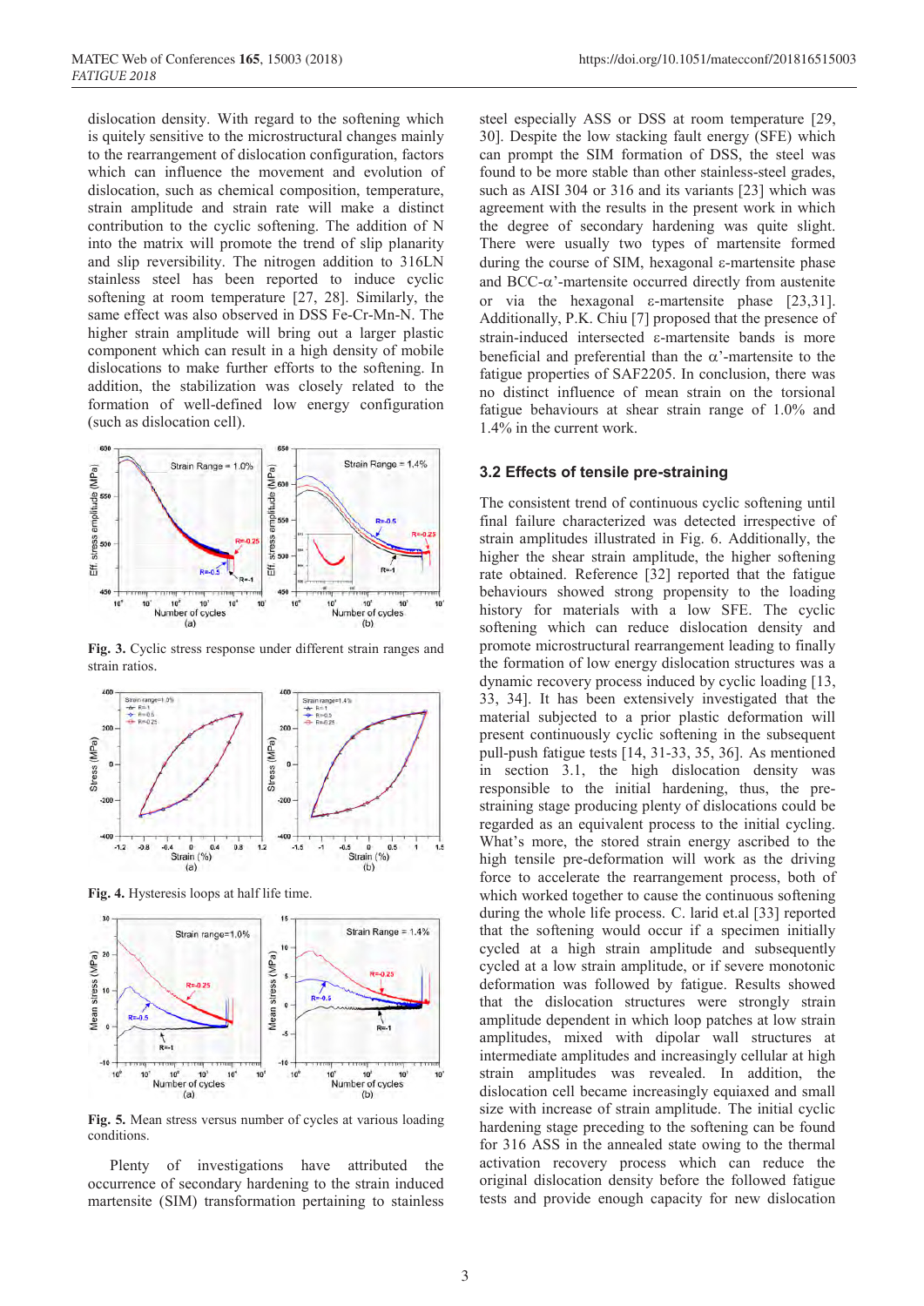dislocation density. With regard to the softening which is quitely sensitive to the microstructural changes mainly to the rearrangement of dislocation configuration, factors which can influence the movement and evolution of dislocation, such as chemical composition, temperature, strain amplitude and strain rate will make a distinct contribution to the cyclic softening. The addition of N into the matrix will promote the trend of slip planarity and slip reversibility. The nitrogen addition to 316LN stainless steel has been reported to induce cyclic softening at room temperature [27, 28]. Similarly, the same effect was also observed in DSS Fe-Cr-Mn-N. The higher strain amplitude will bring out a larger plastic component which can result in a high density of mobile dislocations to make further efforts to the softening. In addition, the stabilization was closely related to the formation of well-defined low energy configuration (such as dislocation cell).

**Fig. 3.** Cyclic stress response under different strain ranges and strain ratios.

**Fig. 4.** Hysteresis loops at half life time.

**Fig. 5.** Mean stress versus number of cycles at various loading conditions.

Plenty of investigations have attributed the occurrence of secondary hardening to the strain induced martensite (SIM) transformation pertaining to stainless steel especially ASS or DSS at room temperature [29, 30]. Despite the low stacking fault energy (SFE) which can prompt the SIM formation of DSS, the steel was found to be more stable than other stainless-steel grades, such as AISI 304 or 316 and its variants [23] which was agreement with the results in the present work in which the degree of secondary hardening was quite slight. There were usually two types of martensite formed during the course of SIM, hexagonal ε-martensite phase and BCC-α'-martensite occurred directly from austenite or via the hexagonal ε-martensite phase [23,31]. Additionally, P.K. Chiu [7] proposed that the presence of strain-induced intersected ε-martensite bands is more beneficial and preferential than the α'-martensite to the fatigue properties of SAF2205. In conclusion, there was no distinct influence of mean strain on the torsional fatigue behaviours at shear strain range of 1.0% and 1.4% in the current work.

### 3.2 Effects of tensile pre-straining

The consistent trend of continuous cyclic softening until final failure characterized was detected irrespective of strain amplitudes illustrated in Fig. 6. Additionally, the higher the shear strain amplitude, the higher softening rate obtained. Reference [32] reported that the fatigue behaviours showed strong propensity to the loading history for materials with a low SFE. The cyclic softening which can reduce dislocation density and promote microstructural rearrangement leading to finally the formation of low energy dislocation structures was a dynamic recovery process induced by cyclic loading [13, 33, 34]. It has been extensively investigated that the material subjected to a prior plastic deformation will present continuously cyclic softening in the subsequent pull-push fatigue tests [14, 31-33, 35, 36]. As mentioned in section 3.1, the high dislocation density was responsible for the initial hardening, thus, the pre-straining stage producing plenty of dislocations could be regarded as an equivalent process to the initial cycling. What's more, the stored strain energy ascribed to the high tensile pre-deformation will work as the driving force to accelerate the rearrangement process, both of which worked together to cause the continuous softening during the whole life process. C. larid et.al [33] reported that the softening would occur if a specimen initially cycled at a high strain amplitude and subsequently cycled at a low strain amplitude, or if severe monotonic deformation was followed by fatigue. Results showed that the dislocation structures were strongly strain amplitude dependent in which loop patches at low strain amplitudes, mixed with dipolar wall structures at intermediate amplitudes and increasingly cellular at high strain amplitudes was revealed. In addition, the dislocation cell became increasingly equiaxed and small size with increase of strain amplitude. The initial cyclic hardening stage preceding to the softening can be found for 316 ASS in the annealed state owing to the thermal activation recovery process which can reduce the original dislocation density before the followed fatigue tests and provide enough capacity for new dislocation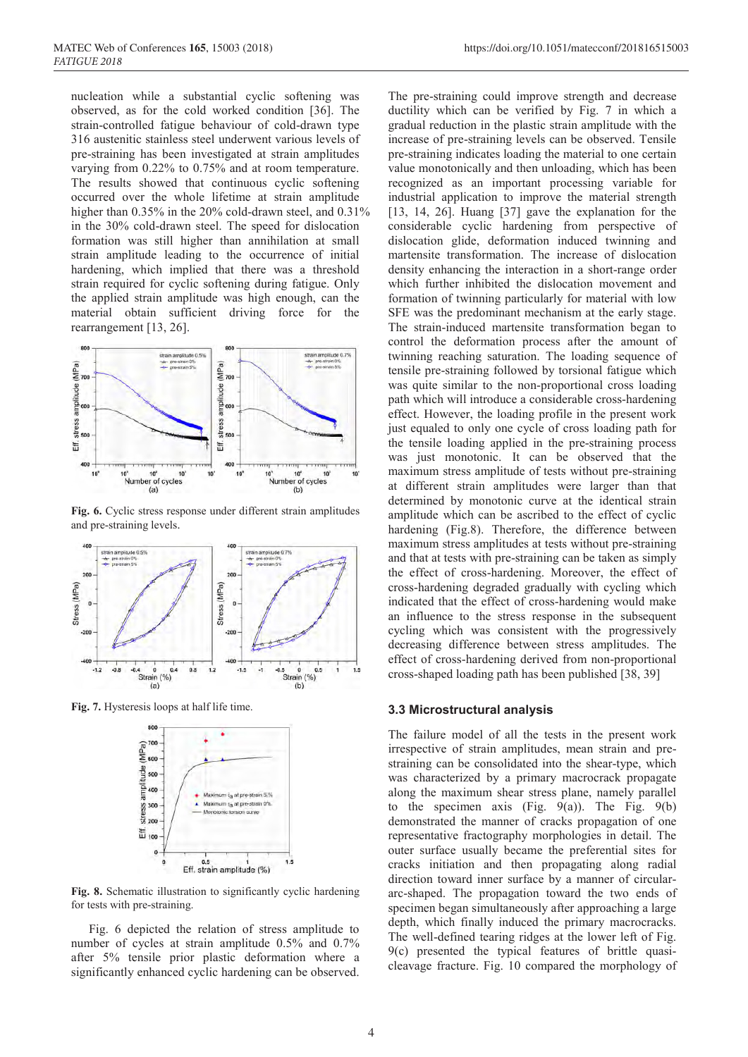nucleation while a substantial cyclic softening was observed, as for the cold worked condition [36]. The strain-controlled fatigue behaviour of cold-drawn type 316 austenitic stainless steel underwent various levels of pre-straining has been investigated at strain amplitudes varying from 0.22% to 0.75% and at room temperature. The results showed that continuous cyclic softening occurred over the whole lifetime at strain amplitude higher than 0.35% in the 20% cold-drawn steel, and 0.31% in the 30% cold-drawn steel. The speed for dislocation formation was still higher than annihilation at small strain amplitude leading to the occurrence of initial hardening, which implied that there was a threshold strain required for cyclic softening during fatigue. Only the applied strain amplitude was high enough, can the material obtain sufficient driving force for the rearrangement [13, 26].

**Fig. 6.** Cyclic stress response under different strain amplitudes and pre-straining levels.

**Fig. 7.** Hysteresis loops at half life time.

**Fig. 8.** Schematic illustration to significantly cyclic hardening for tests with pre-straining.

Fig. 6 depicted the relation of stress amplitude to number of cycles at strain amplitude 0.5% and 0.7% after 5% tensile prior plastic deformation where a significantly enhanced cyclic hardening can be observed. The pre-straining could improve strength and decrease ductility which can be verified by Fig. 7 in which a gradual reduction in the plastic strain amplitude with the increase of pre-straining levels can be observed. Tensile pre-straining indicates loading the material to one certain value monotonically and then unloading, which has been recognized as an important processing variable for industrial application to improve the material strength [13, 14, 26]. Huang [37] gave the explanation for the considerable cyclic hardening from perspective of dislocation glide, deformation induced twinning and martensite transformation. The increase of dislocation density enhancing the interaction in a short-range order which further inhibited the dislocation movement and formation of twinning particularly for material with low SFE was the predominant mechanism at the early stage. The strain-induced martensite transformation began to control the deformation process after the amount of twinning reaching saturation. The loading sequence of tensile pre-straining followed by torsional fatigue which was quite similar to the non-proportional cross loading path which will introduce a considerable cross-hardening effect. However, the loading profile in the present work just equaled to only one cycle of cross loading path for the tensile loading applied in the pre-straining process was just monotonic. It can be observed that the maximum stress amplitude of tests without pre-straining at different strain amplitudes were larger than that determined by monotonic curve at the identical strain amplitude which can be ascribed to the effect of cyclic hardening (Fig.8). Therefore, the difference between maximum stress amplitudes at tests without pre-straining and that at tests with pre-straining can be taken as simply the effect of cross-hardening. Moreover, the effect of cross-hardening degraded gradually with cycling which indicated that the effect of cross-hardening would make an influence to the stress response in the subsequent cycling which was consistent with the progressively decreasing difference between stress amplitudes. The effect of cross-hardening derived from non-proportional cross-shaped loading path has been published [38, 39]

### 3.3 Microstructural analysis

The failure model of all the tests in the present work irrespective of strain amplitudes, mean strain and pre-straining can be consolidated into the shear-type, which was characterized by a primary macrocrack propagate along the maximum shear stress plane, namely parallel to the specimen axis (Fig. 9(a)). The Fig. 9(b) demonstrated the manner of cracks propagation of one representative fractography morphologies in detail. The outer surface usually became the preferential sites for cracks initiation and then propagating along radial direction toward inner surface by a manner of circular-arc-shaped. The propagation toward the two ends of specimen began simultaneously after approaching a large depth, which finally induced the primary macrocracks. The well-defined tearing ridges at the lower left of Fig. 9(c) presented the typical features of brittle quasi-cleavage fracture. Fig. 10 compared the morphology of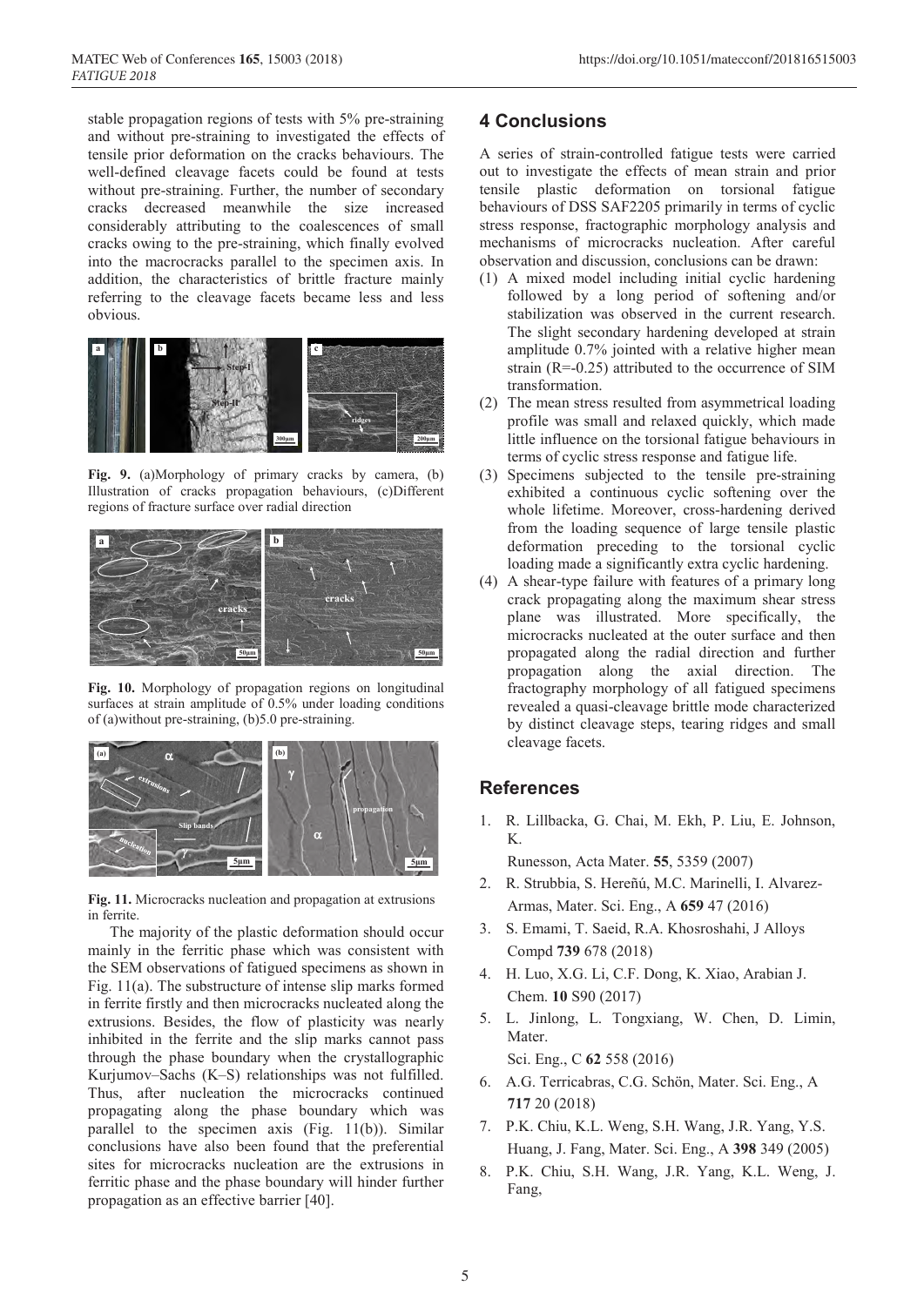stable propagation regions of tests with 5% pre-straining and without pre-straining to investigated the effects of tensile prior deformation on the cracks behaviours. The well-defined cleavage facets could be found at tests without pre-straining. Further, the number of secondary cracks decreased meanwhile the size increased considerably attributing to the coalescences of small cracks owing to the pre-straining, which finally evolved into the macrocracks parallel to the specimen axis. In addition, the characteristics of brittle fracture mainly referring to the cleavage facets became less and less obvious.

**Fig. 9.** (a)Morphology of primary cracks by camera, (b) Illustration of cracks propagation behaviours, (c)Different regions of fracture surface over radial direction

**Fig. 10.** Morphology of propagation regions on longitudinal surfaces at strain amplitude of 0.5% under loading conditions of (a)without pre-straining, (b)5.0 pre-straining.

**Fig. 11.** Microcracks nucleation and propagation at extrusions in ferrite.

The majority of the plastic deformation should occur mainly in the ferritic phase which was consistent with the SEM observations of fatigued specimens as shown in Fig. 11(a). The substructure of intense slip marks formed in ferrite firstly and then microcracks nucleated along the extrusions. Besides, the flow of plasticity was nearly inhibited in the ferrite and the slip marks cannot pass through the phase boundary when the crystallographic Kurjumov–Sachs (K–S) relationships was not fulfilled. Thus, after nucleation the microcracks continued propagating along the phase boundary which was parallel to the specimen axis (Fig. 11(b)). Similar conclusions have also been found that the preferential sites for microcracks nucleation are the extrusions in ferritic phase and the phase boundary will hinder further propagation as an effective barrier [40].

## 4 Conclusions

A series of strain-controlled fatigue tests were carried out to investigate the effects of mean strain and prior tensile plastic deformation on torsional fatigue behaviours of DSS SAF2205 primarily in terms of cyclic stress response, fractographic morphology analysis and mechanisms of microcracks nucleation. After careful observation and discussion, conclusions can be drawn:

1. A mixed model including initial cyclic hardening followed by a long period of softening and/or stabilization was observed in the current research. The slight secondary hardening developed at strain amplitude 0.7% jointed with a relative higher mean strain (R=-0.25) attributed to the occurrence of SIM transformation.
2. The mean stress resulted from asymmetrical loading profile was small and relaxed quickly, which made little influence on the torsional fatigue behaviours in terms of cyclic stress response and fatigue life.
3. Specimens subjected to the tensile pre-straining exhibited a continuous cyclic softening over the whole lifetime. Moreover, cross-hardening derived from the loading sequence of large tensile plastic deformation preceding to the torsional cyclic loading made a significantly extra cyclic hardening.
4. A shear-type failure with features of a primary long crack propagating along the maximum shear stress plane was illustrated. More specifically, the microcracks nucleated at the outer surface and then propagated along the radial direction and further propagation along the axial direction. The fractography morphology of all fatigued specimens revealed a quasi-cleavage brittle mode characterized by distinct cleavage steps, tearing ridges and small cleavage facets.

## References

1. R. Lillbacka, G. Chai, M. Ekh, P. Liu, E. Johnson, K. Runesson, Acta Mater. **55**, 5359 (2007)
2. R. Strubbia, S. Hereñú, M.C. Marinelli, I. Alvarez-Armas, Mater. Sci. Eng., A **659** 47 (2016)
3. S. Emami, T. Saeid, R.A. Khosroshahi, J Alloys Compd **739** 678 (2018)
4. H. Luo, X.G. Li, C.F. Dong, K. Xiao, Arabian J. Chem. **10** S90 (2017)
5. L. Jinlong, L. Tongxiang, W. Chen, D. Limin, Mater. Sci. Eng., C **62** 558 (2016)
6. A.G. Terricabras, C.G. Schön, Mater. Sci. Eng., A **717** 20 (2018)
7. P.K. Chiu, K.L. Weng, S.H. Wang, J.R. Yang, Y.S. Huang, J. Fang, Mater. Sci. Eng., A **398** 349 (2005)
8. P.K. Chiu, S.H. Wang, J.R. Yang, K.L. Weng, J. Fang,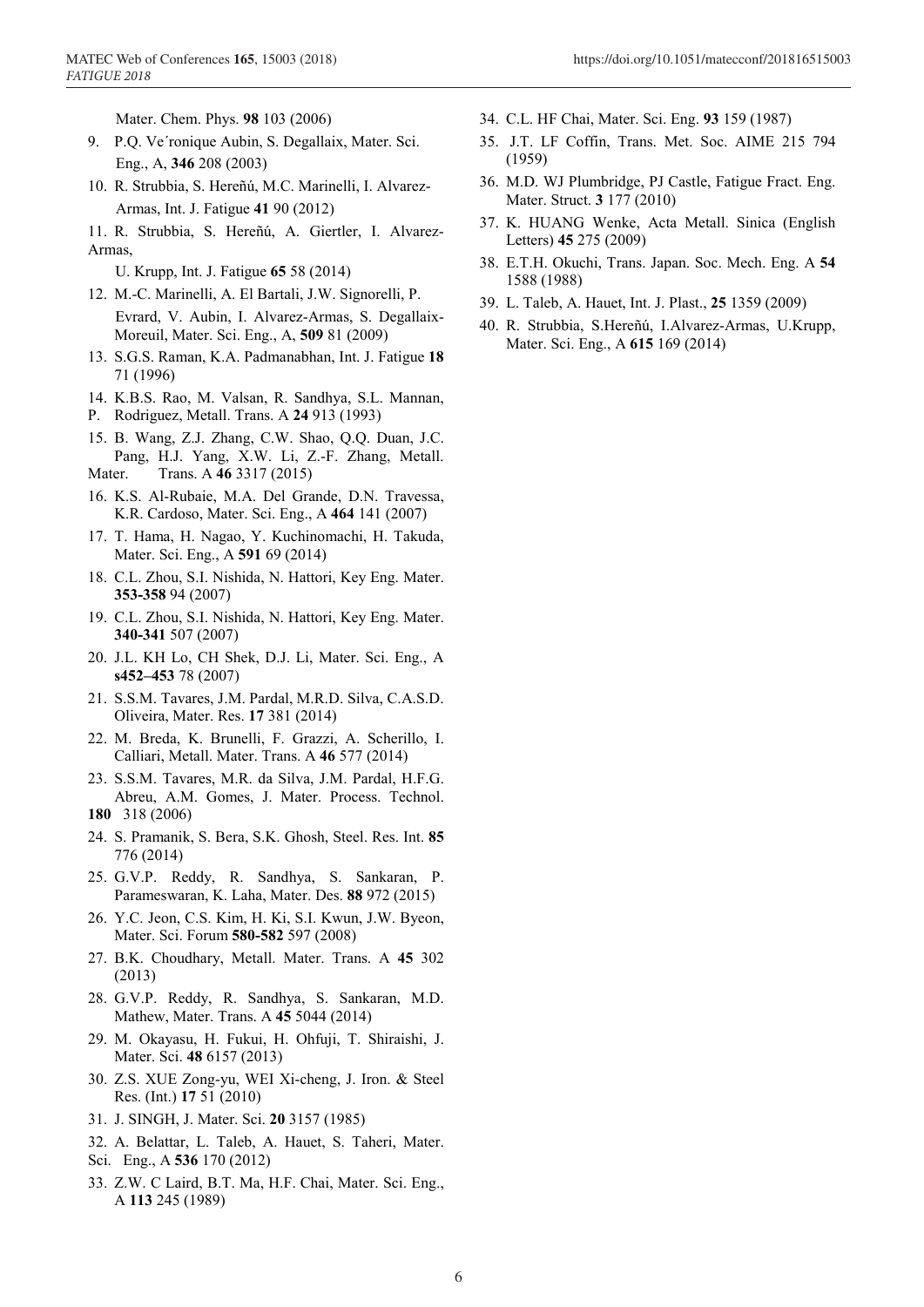Mater. Chem. Phys. **98** 103 (2006)

9. P.Q. Ve´ronique Aubin, S. Degallaix, Mater. Sci. Eng., A, **346** 208 (2003)
10. R. Strubbia, S. Hereñú, M.C. Marinelli, I. Alvarez-Armas, Int. J. Fatigue **41** 90 (2012)
11. R. Strubbia, S. Hereñú, A. Giertler, I. Alvarez-Armas, U. Krupp, Int. J. Fatigue **65** 58 (2014)
12. M.-C. Marinelli, A. El Bartali, J.W. Signorelli, P. Evrard, V. Aubin, I. Alvarez-Armas, S. Degallaix-Moreuil, Mater. Sci. Eng., A, **509** 81 (2009)
13. S.G.S. Raman, K.A. Padmanabhan, Int. J. Fatigue **18** 71 (1996)
14. K.B.S. Rao, M. Valsan, R. Sandhya, S.L. Mannan, P. Rodriguez, Metall. Trans. A **24** 913 (1993)
15. B. Wang, Z.J. Zhang, C.W. Shao, Q.Q. Duan, J.C. Pang, H.J. Yang, X.W. Li, Z.-F. Zhang, Metall. Mater. Trans. A **46** 3317 (2015)
16. K.S. Al-Rubaie, M.A. Del Grande, D.N. Travessa, K.R. Cardoso, Mater. Sci. Eng., A **464** 141 (2007)
17. T. Hama, H. Nagao, Y. Kuchinomachi, H. Takuda, Mater. Sci. Eng., A **591** 69 (2014)
18. C.L. Zhou, S.I. Nishida, N. Hattori, Key Eng. Mater. **353-358** 94 (2007)
19. C.L. Zhou, S.I. Nishida, N. Hattori, Key Eng. Mater. **340-341** 507 (2007)
20. J.L. KH Lo, CH Shek, D.J. Li, Mater. Sci. Eng., A **s452–453** 78 (2007)
21. S.S.M. Tavares, J.M. Pardal, M.R.D. Silva, C.A.S.D. Oliveira, Mater. Res. **17** 381 (2014)
22. M. Breda, K. Brunelli, F. Grazzi, A. Scherillo, I. Calliari, Metall. Mater. Trans. A **46** 577 (2014)
23. S.S.M. Tavares, M.R. da Silva, J.M. Pardal, H.F.G. Abreu, A.M. Gomes, J. Mater. Process. Technol. **180** 318 (2006)
24. S. Pramanik, S. Bera, S.K. Ghosh, Steel. Res. Int. **85** 776 (2014)
25. G.V.P. Reddy, R. Sandhya, S. Sankaran, P. Parameswaran, K. Laha, Mater. Des. **88** 972 (2015)
26. Y.C. Jeon, C.S. Kim, H. Ki, S.I. Kwun, J.W. Byeon, Mater. Sci. Forum **580-582** 597 (2008)
27. B.K. Choudhary, Metall. Mater. Trans. A **45** 302 (2013)
28. G.V.P. Reddy, R. Sandhya, S. Sankaran, M.D. Mathew, Mater. Trans. A **45** 5044 (2014)
29. M. Okayasu, H. Fukui, H. Ohfuji, T. Shiraishi, J. Mater. Sci. **48** 6157 (2013)
30. Z.S. XUE Zong-yu, WEI Xi-cheng, J. Iron. & Steel Res. (Int.) **17** 51 (2010)
31. J. SINGH, J. Mater. Sci. **20** 3157 (1985)
32. A. Belattar, L. Taleb, A. Hauet, S. Taheri, Mater. Sci. Eng., A **536** 170 (2012)
33. Z.W. C Laird, B.T. Ma, H.F. Chai, Mater. Sci. Eng., A **113** 245 (1989)
34. C.L. HF Chai, Mater. Sci. Eng. **93** 159 (1987)
35. J.T. LF Coffin, Trans. Met. Soc. AIME 215 794 (1959)
36. M.D. WJ Plumbridge, PJ Castle, Fatigue Fract. Eng. Mater. Struct. **3** 177 (2010)
37. K. HUANG Wenke, Acta Metall. Sinica (English Letters) **45** 275 (2009)
38. E.T.H. Okuchi, Trans. Japan. Soc. Mech. Eng. A **54** 1588 (1988)
39. L. Taleb, A. Hauet, Int. J. Plast., **25** 1359 (2009)
40. R. Strubbia, S.Hereñú, I.Alvarez-Armas, U.Krupp, Mater. Sci. Eng., A **615** 169 (2014)